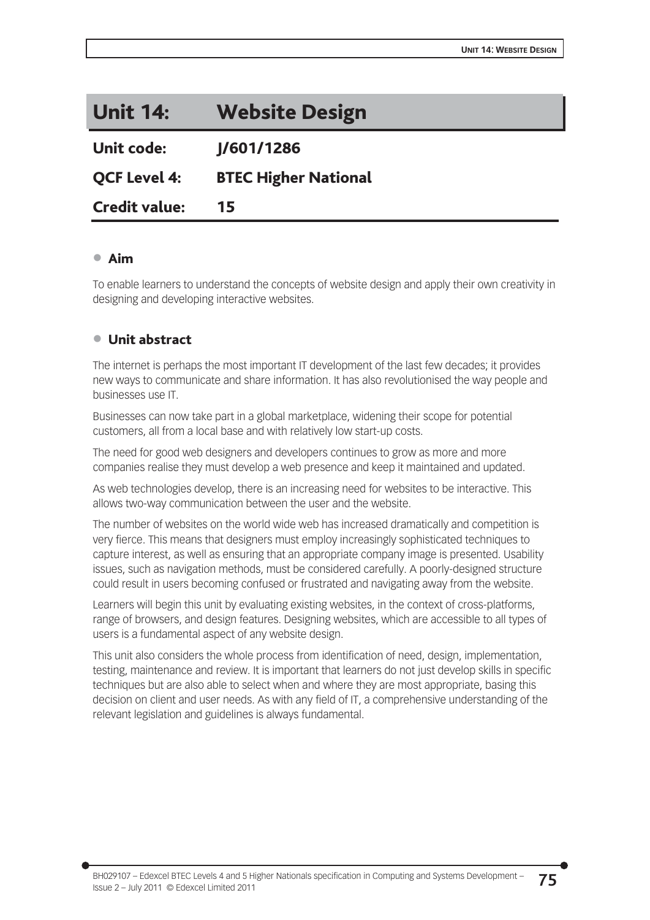# Unit 14: Website Design

| | |
|---|---|
| **Unit code:** | **J/601/1286** |
| **QCF Level 4:** | **BTEC Higher National** |
| **Credit value:** | **15** |

## Aim

To enable learners to understand the concepts of website design and apply their own creativity in designing and developing interactive websites.

## Unit abstract

The internet is perhaps the most important IT development of the last few decades; it provides new ways to communicate and share information. It has also revolutionised the way people and businesses use IT.

Businesses can now take part in a global marketplace, widening their scope for potential customers, all from a local base and with relatively low start-up costs.

The need for good web designers and developers continues to grow as more and more companies realise they must develop a web presence and keep it maintained and updated.

As web technologies develop, there is an increasing need for websites to be interactive. This allows two-way communication between the user and the website.

The number of websites on the world wide web has increased dramatically and competition is very fierce. This means that designers must employ increasingly sophisticated techniques to capture interest, as well as ensuring that an appropriate company image is presented. Usability issues, such as navigation methods, must be considered carefully. A poorly-designed structure could result in users becoming confused or frustrated and navigating away from the website.

Learners will begin this unit by evaluating existing websites, in the context of cross-platforms, range of browsers, and design features. Designing websites, which are accessible to all types of users is a fundamental aspect of any website design.

This unit also considers the whole process from identification of need, design, implementation, testing, maintenance and review. It is important that learners do not just develop skills in specific techniques but are also able to select when and where they are most appropriate, basing this decision on client and user needs. As with any field of IT, a comprehensive understanding of the relevant legislation and guidelines is always fundamental.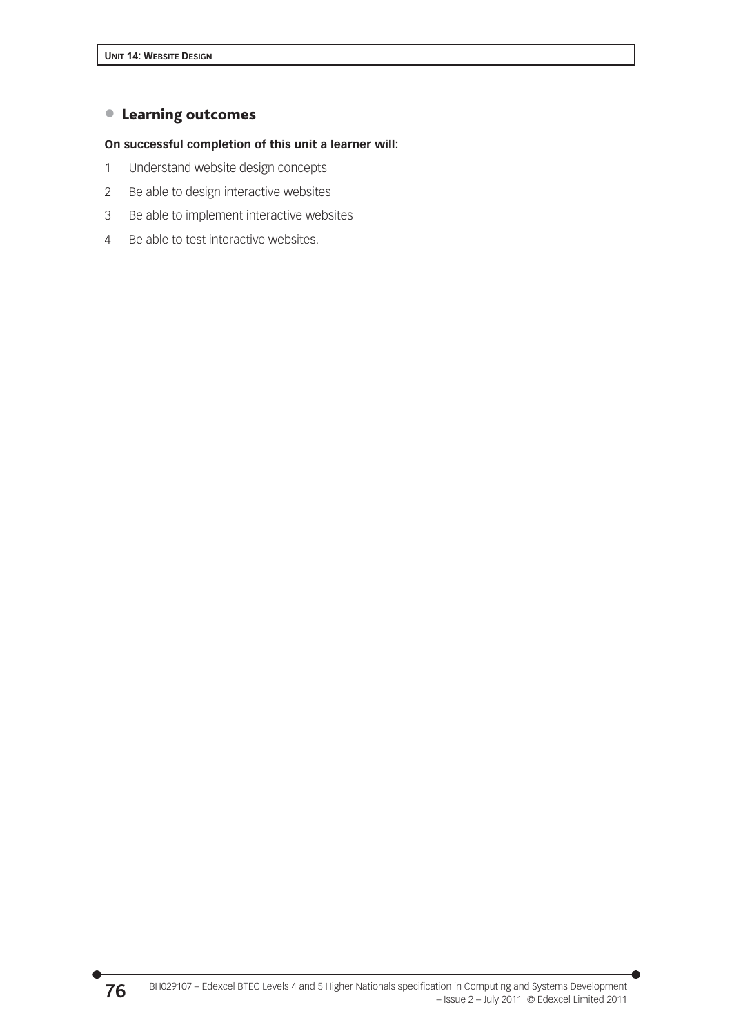## Learning outcomes

**On successful completion of this unit a learner will:**

1. Understand website design concepts
2. Be able to design interactive websites
3. Be able to implement interactive websites
4. Be able to test interactive websites.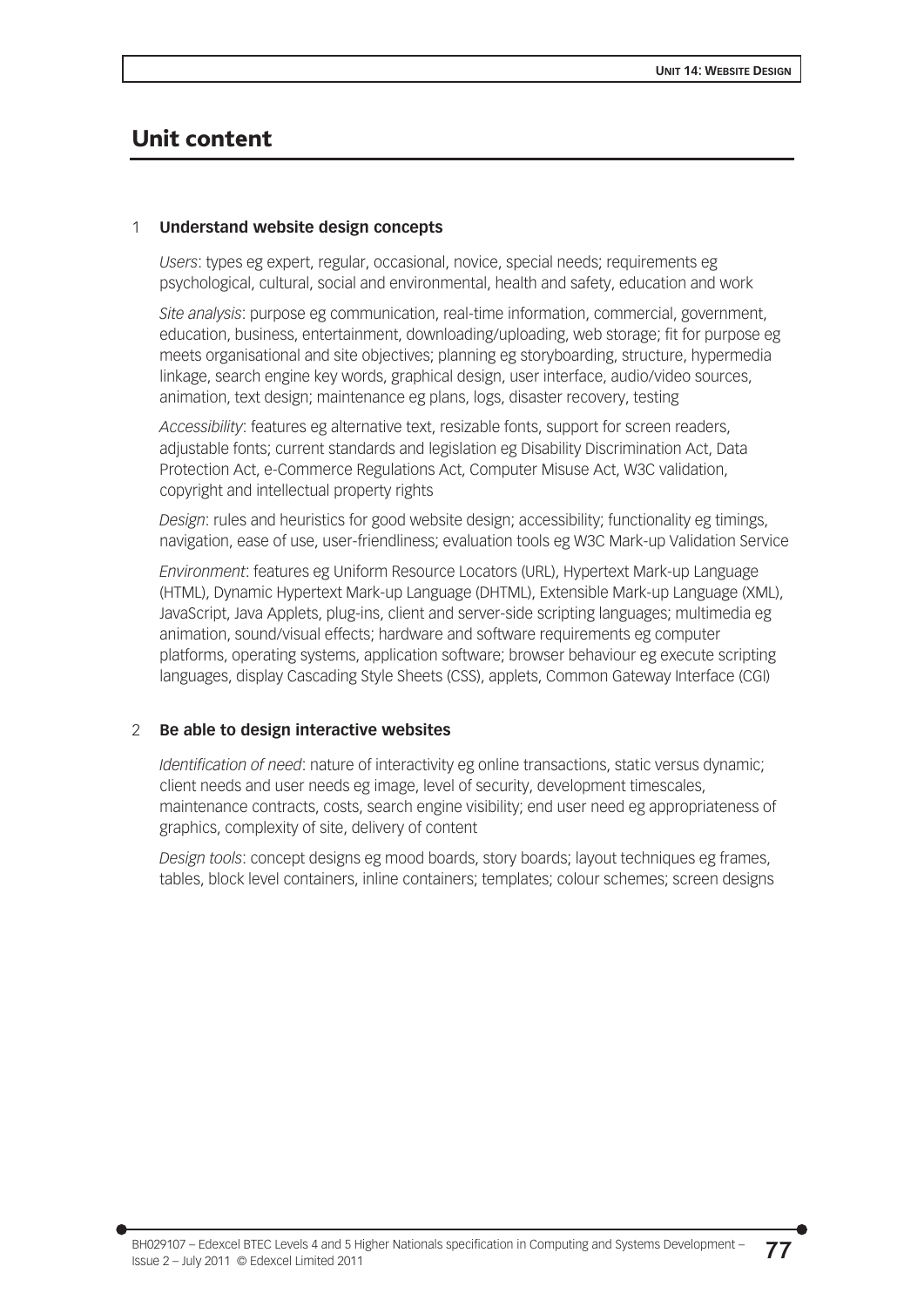## Unit content

1 **Understand website design concepts**

*Users*: types eg expert, regular, occasional, novice, special needs; requirements eg psychological, cultural, social and environmental, health and safety, education and work

*Site analysis*: purpose eg communication, real-time information, commercial, government, education, business, entertainment, downloading/uploading, web storage; fit for purpose eg meets organisational and site objectives; planning eg storyboarding, structure, hypermedia linkage, search engine key words, graphical design, user interface, audio/video sources, animation, text design; maintenance eg plans, logs, disaster recovery, testing

*Accessibility*: features eg alternative text, resizable fonts, support for screen readers, adjustable fonts; current standards and legislation eg Disability Discrimination Act, Data Protection Act, e-Commerce Regulations Act, Computer Misuse Act, W3C validation, copyright and intellectual property rights

*Design*: rules and heuristics for good website design; accessibility; functionality eg timings, navigation, ease of use, user-friendliness; evaluation tools eg W3C Mark-up Validation Service

*Environment*: features eg Uniform Resource Locators (URL), Hypertext Mark-up Language (HTML), Dynamic Hypertext Mark-up Language (DHTML), Extensible Mark-up Language (XML), JavaScript, Java Applets, plug-ins, client and server-side scripting languages; multimedia eg animation, sound/visual effects; hardware and software requirements eg computer platforms, operating systems, application software; browser behaviour eg execute scripting languages, display Cascading Style Sheets (CSS), applets, Common Gateway Interface (CGI)

2 **Be able to design interactive websites**

*Identification of need*: nature of interactivity eg online transactions, static versus dynamic; client needs and user needs eg image, level of security, development timescales, maintenance contracts, costs, search engine visibility; end user need eg appropriateness of graphics, complexity of site, delivery of content

*Design tools*: concept designs eg mood boards, story boards; layout techniques eg frames, tables, block level containers, inline containers; templates; colour schemes; screen designs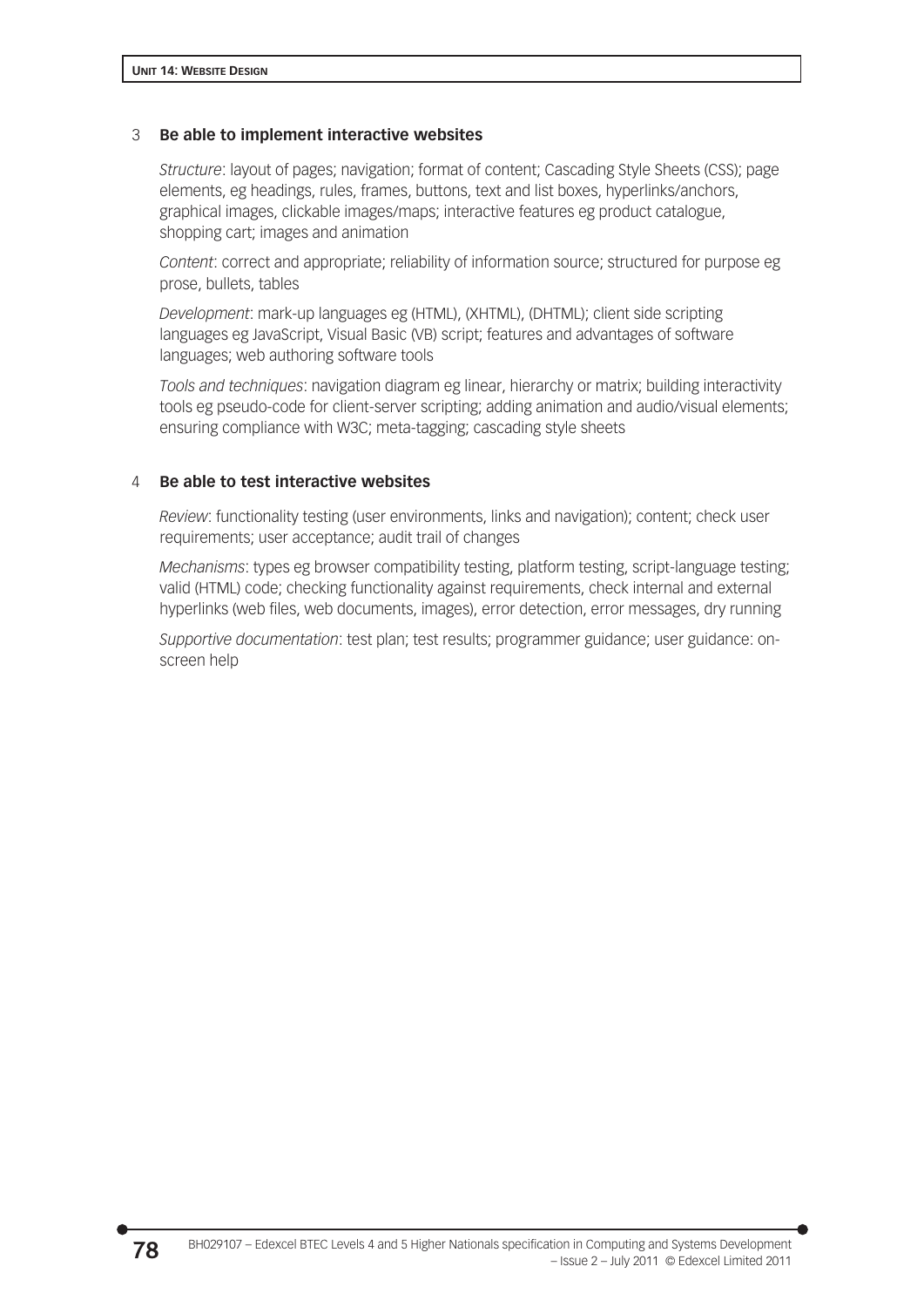3 **Be able to implement interactive websites**

*Structure*: layout of pages; navigation; format of content; Cascading Style Sheets (CSS); page elements, eg headings, rules, frames, buttons, text and list boxes, hyperlinks/anchors, graphical images, clickable images/maps; interactive features eg product catalogue, shopping cart; images and animation

*Content*: correct and appropriate; reliability of information source; structured for purpose eg prose, bullets, tables

*Development*: mark-up languages eg (HTML), (XHTML), (DHTML); client side scripting languages eg JavaScript, Visual Basic (VB) script; features and advantages of software languages; web authoring software tools

*Tools and techniques*: navigation diagram eg linear, hierarchy or matrix; building interactivity tools eg pseudo-code for client-server scripting; adding animation and audio/visual elements; ensuring compliance with W3C; meta-tagging; cascading style sheets

4 **Be able to test interactive websites**

*Review*: functionality testing (user environments, links and navigation); content; check user requirements; user acceptance; audit trail of changes

*Mechanisms*: types eg browser compatibility testing, platform testing, script-language testing; valid (HTML) code; checking functionality against requirements, check internal and external hyperlinks (web files, web documents, images), error detection, error messages, dry running

*Supportive documentation*: test plan; test results; programmer guidance; user guidance: on-screen help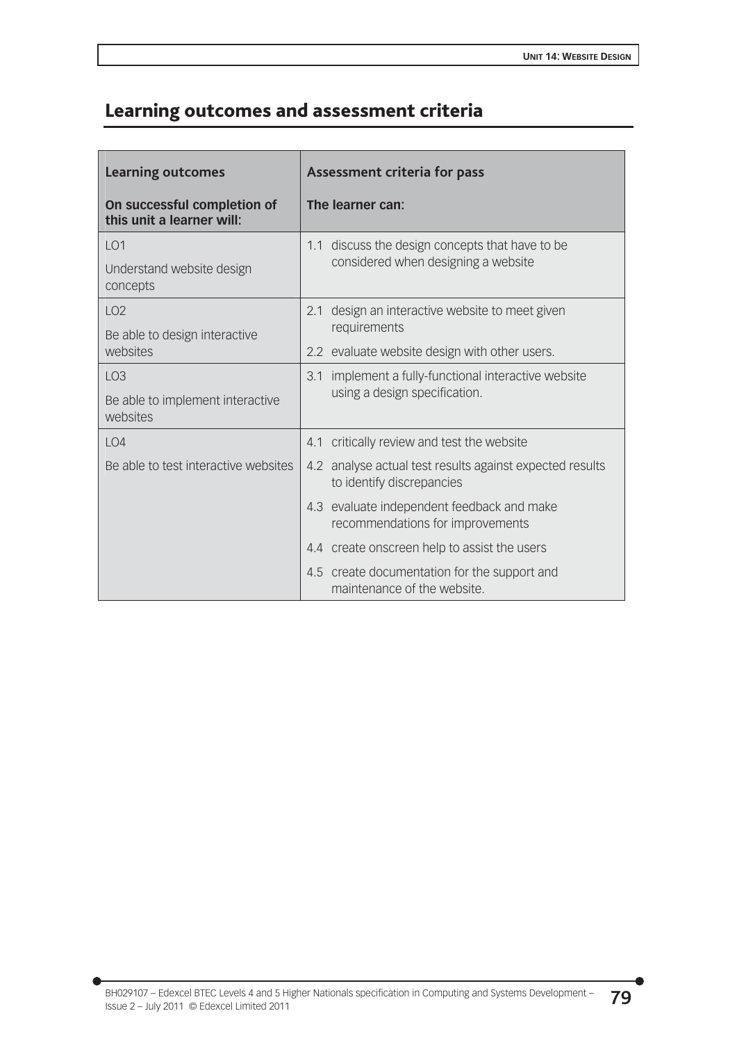## Learning outcomes and assessment criteria

| Learning outcomes<br><br>**On successful completion of this unit a learner will:** | Assessment criteria for pass<br><br>**The learner can:** |
|---|---|
| LO1<br>Understand website design concepts | 1.1 discuss the design concepts that have to be considered when designing a website |
| LO2<br>Be able to design interactive websites | 2.1 design an interactive website to meet given requirements<br>2.2 evaluate website design with other users. |
| LO3<br>Be able to implement interactive websites | 3.1 implement a fully-functional interactive website using a design specification. |
| LO4<br>Be able to test interactive websites | 4.1 critically review and test the website<br>4.2 analyse actual test results against expected results to identify discrepancies<br>4.3 evaluate independent feedback and make recommendations for improvements<br>4.4 create onscreen help to assist the users<br>4.5 create documentation for the support and maintenance of the website. |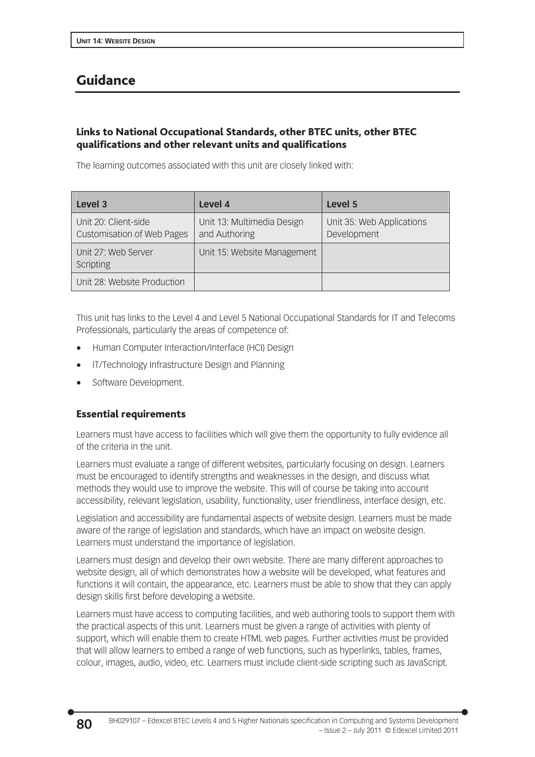## Guidance

### Links to National Occupational Standards, other BTEC units, other BTEC qualifications and other relevant units and qualifications

The learning outcomes associated with this unit are closely linked with:

| Level 3 | Level 4 | Level 5 |
|---|---|---|
| Unit 20: Client-side Customisation of Web Pages | Unit 13: Multimedia Design and Authoring | Unit 35: Web Applications Development |
| Unit 27: Web Server Scripting | Unit 15: Website Management | |
| Unit 28: Website Production | | |

This unit has links to the Level 4 and Level 5 National Occupational Standards for IT and Telecoms Professionals, particularly the areas of competence of:

- Human Computer Interaction/Interface (HCI) Design
- IT/Technology Infrastructure Design and Planning
- Software Development.

### Essential requirements

Learners must have access to facilities which will give them the opportunity to fully evidence all of the criteria in the unit.

Learners must evaluate a range of different websites, particularly focusing on design. Learners must be encouraged to identify strengths and weaknesses in the design, and discuss what methods they would use to improve the website. This will of course be taking into account accessibility, relevant legislation, usability, functionality, user friendliness, interface design, etc.

Legislation and accessibility are fundamental aspects of website design. Learners must be made aware of the range of legislation and standards, which have an impact on website design. Learners must understand the importance of legislation.

Learners must design and develop their own website. There are many different approaches to website design, all of which demonstrates how a website will be developed, what features and functions it will contain, the appearance, etc. Learners must be able to show that they can apply design skills first before developing a website.

Learners must have access to computing facilities, and web authoring tools to support them with the practical aspects of this unit. Learners must be given a range of activities with plenty of support, which will enable them to create HTML web pages. Further activities must be provided that will allow learners to embed a range of web functions, such as hyperlinks, tables, frames, colour, images, audio, video, etc. Learners must include client-side scripting such as JavaScript.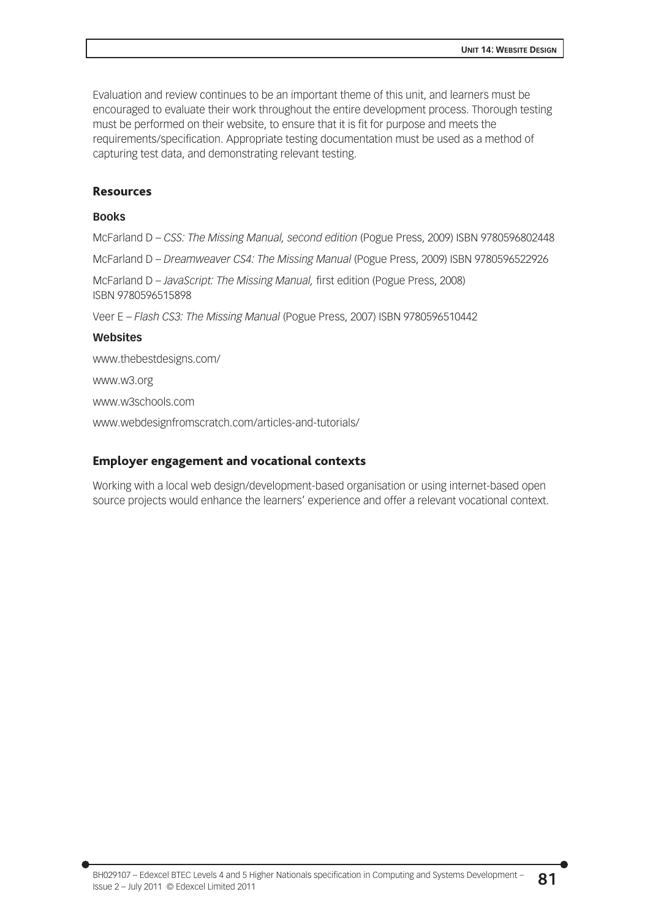Evaluation and review continues to be an important theme of this unit, and learners must be encouraged to evaluate their work throughout the entire development process. Thorough testing must be performed on their website, to ensure that it is fit for purpose and meets the requirements/specification. Appropriate testing documentation must be used as a method of capturing test data, and demonstrating relevant testing.

## Resources

### Books

McFarland D – *CSS: The Missing Manual, second edition* (Pogue Press, 2009) ISBN 9780596802448

McFarland D – *Dreamweaver CS4: The Missing Manual* (Pogue Press, 2009) ISBN 9780596522926

McFarland D – *JavaScript: The Missing Manual,* first edition (Pogue Press, 2008) ISBN 9780596515898

Veer E – *Flash CS3: The Missing Manual* (Pogue Press, 2007) ISBN 9780596510442

### Websites

www.thebestdesigns.com/

www.w3.org

www.w3schools.com

www.webdesignfromscratch.com/articles-and-tutorials/

## Employer engagement and vocational contexts

Working with a local web design/development-based organisation or using internet-based open source projects would enhance the learners' experience and offer a relevant vocational context.